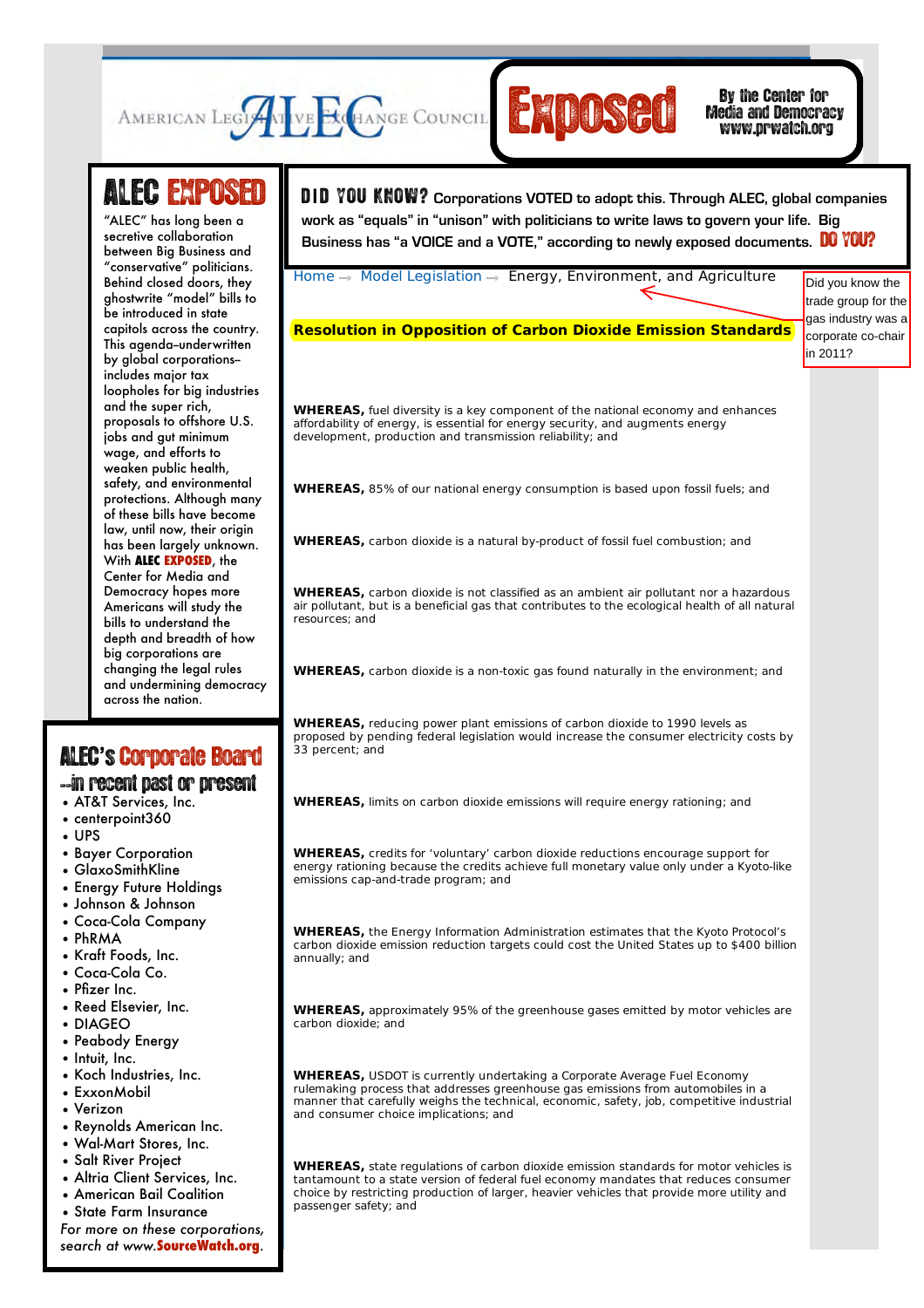American Legislative Exchange Council **ALEC** **Exposed** By the Center for Media and Democracy www.prwatch.org

## ALEC EXPOSED

"ALEC" has long been a secretive collaboration between Big Business and "conservative" politicians. Behind closed doors, they ghostwrite "model" bills to be introduced in state capitols across the country. This agenda–underwritten by global corporations–includes major tax loopholes for big industries and the super rich, proposals to offshore U.S. jobs and gut minimum wage, and efforts to weaken public health, safety, and environmental protections. Although many of these bills have become law, until now, their origin has been largely unknown. With **ALEC EXPOSED**, the Center for Media and Democracy hopes more Americans will study the bills to understand the depth and breadth of how big corporations are changing the legal rules and undermining democracy across the nation.

## ALEC's Corporate Board

### --in recent past or present

- AT&T Services, Inc.
- centerpoint360
- UPS
- Bayer Corporation
- GlaxoSmithKline
- Energy Future Holdings
- Johnson & Johnson
- Coca-Cola Company
- PhRMA
- Kraft Foods, Inc.
- Coca-Cola Co.
- Pfizer Inc.
- Reed Elsevier, Inc.
- DIAGEO
- Peabody Energy
- Intuit, Inc.
- Koch Industries, Inc.
- ExxonMobil
- Verizon
- Reynolds American Inc.
- Wal-Mart Stores, Inc.
- Salt River Project
- Altria Client Services, Inc.
- American Bail Coalition
- State Farm Insurance

*For more on these corporations, search at www.SourceWatch.org.*

**DID YOU KNOW?** Corporations VOTED to adopt this. Through ALEC, global companies work as "equals" in "unison" with politicians to write laws to govern your life. Big Business has "a VOICE and a VOTE," according to newly exposed documents. **DO YOU?**

Home → Model Legislation → Energy, Environment, and Agriculture

Did you know the trade group for the gas industry was a corporate co-chair in 2011?

**Resolution in Opposition of Carbon Dioxide Emission Standards**

**WHEREAS,** fuel diversity is a key component of the national economy and enhances affordability of energy, is essential for energy security, and augments energy development, production and transmission reliability; and

**WHEREAS,** 85% of our national energy consumption is based upon fossil fuels; and

**WHEREAS,** carbon dioxide is a natural by-product of fossil fuel combustion; and

**WHEREAS,** carbon dioxide is not classified as an ambient air pollutant nor a hazardous air pollutant, but is a beneficial gas that contributes to the ecological health of all natural resources; and

**WHEREAS,** carbon dioxide is a non-toxic gas found naturally in the environment; and

**WHEREAS,** reducing power plant emissions of carbon dioxide to 1990 levels as proposed by pending federal legislation would increase the consumer electricity costs by 33 percent; and

**WHEREAS,** limits on carbon dioxide emissions will require energy rationing; and

**WHEREAS,** credits for 'voluntary' carbon dioxide reductions encourage support for energy rationing because the credits achieve full monetary value only under a Kyoto-like emissions cap-and-trade program; and

**WHEREAS,** the Energy Information Administration estimates that the Kyoto Protocol's carbon dioxide emission reduction targets could cost the United States up to $400 billion annually; and

**WHEREAS,** approximately 95% of the greenhouse gases emitted by motor vehicles are carbon dioxide; and

**WHEREAS,** USDOT is currently undertaking a Corporate Average Fuel Economy rulemaking process that addresses greenhouse gas emissions from automobiles in a manner that carefully weighs the technical, economic, safety, job, competitive industrial and consumer choice implications; and

**WHEREAS,** state regulations of carbon dioxide emission standards for motor vehicles is tantamount to a state version of federal fuel economy mandates that reduces consumer choice by restricting production of larger, heavier vehicles that provide more utility and passenger safety; and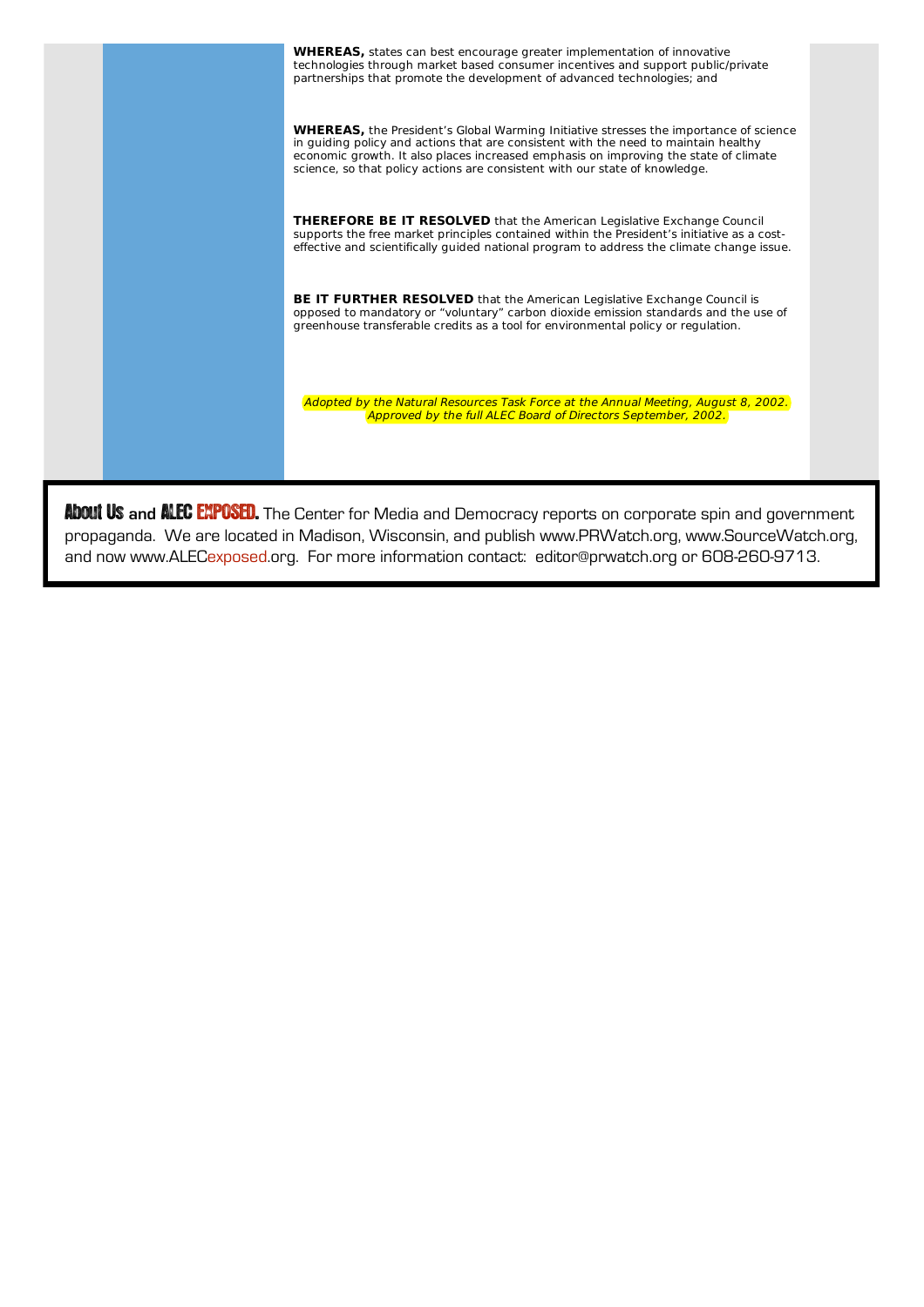**WHEREAS,** states can best encourage greater implementation of innovative technologies through market based consumer incentives and support public/private partnerships that promote the development of advanced technologies; and

**WHEREAS,** the President's Global Warming Initiative stresses the importance of science in guiding policy and actions that are consistent with the need to maintain healthy economic growth. It also places increased emphasis on improving the state of climate science, so that policy actions are consistent with our state of knowledge.

**THEREFORE BE IT RESOLVED** that the American Legislative Exchange Council supports the free market principles contained within the President's initiative as a cost-effective and scientifically guided national program to address the climate change issue.

**BE IT FURTHER RESOLVED** that the American Legislative Exchange Council is opposed to mandatory or "voluntary" carbon dioxide emission standards and the use of greenhouse transferable credits as a tool for environmental policy or regulation.

*Adopted by the Natural Resources Task Force at the Annual Meeting, August 8, 2002. Approved by the full ALEC Board of Directors September, 2002.*

**About Us and ALEC EXPOSED.** The Center for Media and Democracy reports on corporate spin and government propaganda. We are located in Madison, Wisconsin, and publish www.PRWatch.org, www.SourceWatch.org, and now www.ALECexposed.org. For more information contact: editor@prwatch.org or 608-260-9713.